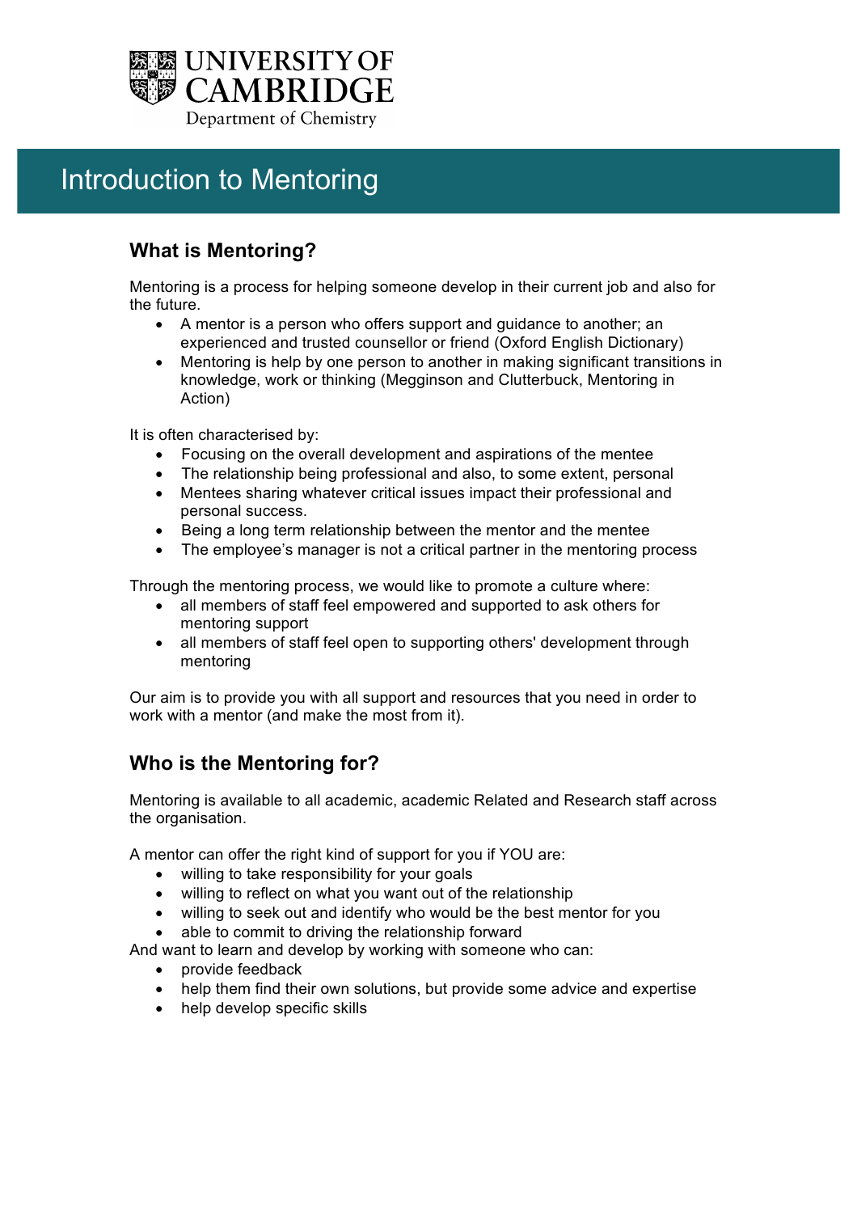UNIVERSITY OF CAMBRIDGE
Department of Chemistry

# Introduction to Mentoring

## What is Mentoring?

Mentoring is a process for helping someone develop in their current job and also for the future.

- A mentor is a person who offers support and guidance to another; an experienced and trusted counsellor or friend (Oxford English Dictionary)
- Mentoring is help by one person to another in making significant transitions in knowledge, work or thinking (Megginson and Clutterbuck, Mentoring in Action)

It is often characterised by:

- Focusing on the overall development and aspirations of the mentee
- The relationship being professional and also, to some extent, personal
- Mentees sharing whatever critical issues impact their professional and personal success.
- Being a long term relationship between the mentor and the mentee
- The employee's manager is not a critical partner in the mentoring process

Through the mentoring process, we would like to promote a culture where:

- all members of staff feel empowered and supported to ask others for mentoring support
- all members of staff feel open to supporting others' development through mentoring

Our aim is to provide you with all support and resources that you need in order to work with a mentor (and make the most from it).

## Who is the Mentoring for?

Mentoring is available to all academic, academic Related and Research staff across the organisation.

A mentor can offer the right kind of support for you if YOU are:

- willing to take responsibility for your goals
- willing to reflect on what you want out of the relationship
- willing to seek out and identify who would be the best mentor for you
- able to commit to driving the relationship forward

And want to learn and develop by working with someone who can:

- provide feedback
- help them find their own solutions, but provide some advice and expertise
- help develop specific skills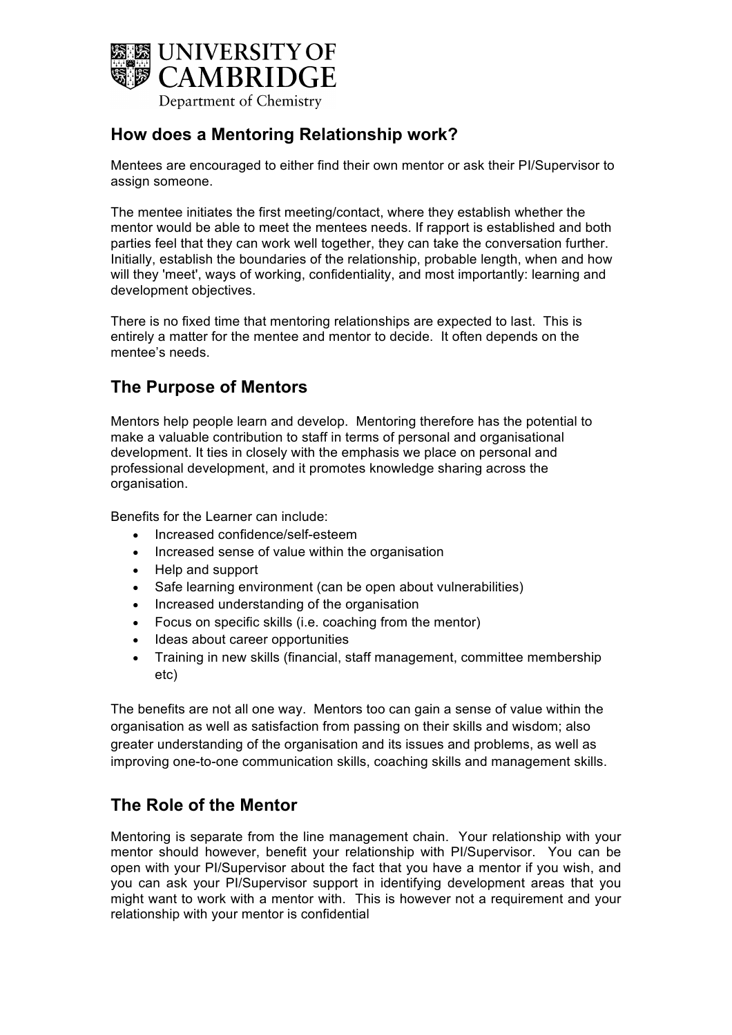## How does a Mentoring Relationship work?

Mentees are encouraged to either find their own mentor or ask their PI/Supervisor to assign someone.

The mentee initiates the first meeting/contact, where they establish whether the mentor would be able to meet the mentees needs. If rapport is established and both parties feel that they can work well together, they can take the conversation further. Initially, establish the boundaries of the relationship, probable length, when and how will they 'meet', ways of working, confidentiality, and most importantly: learning and development objectives.

There is no fixed time that mentoring relationships are expected to last. This is entirely a matter for the mentee and mentor to decide. It often depends on the mentee's needs.

## The Purpose of Mentors

Mentors help people learn and develop. Mentoring therefore has the potential to make a valuable contribution to staff in terms of personal and organisational development. It ties in closely with the emphasis we place on personal and professional development, and it promotes knowledge sharing across the organisation.

Benefits for the Learner can include:

- Increased confidence/self-esteem
- Increased sense of value within the organisation
- Help and support
- Safe learning environment (can be open about vulnerabilities)
- Increased understanding of the organisation
- Focus on specific skills (i.e. coaching from the mentor)
- Ideas about career opportunities
- Training in new skills (financial, staff management, committee membership etc)

The benefits are not all one way. Mentors too can gain a sense of value within the organisation as well as satisfaction from passing on their skills and wisdom; also greater understanding of the organisation and its issues and problems, as well as improving one-to-one communication skills, coaching skills and management skills.

## The Role of the Mentor

Mentoring is separate from the line management chain. Your relationship with your mentor should however, benefit your relationship with PI/Supervisor. You can be open with your PI/Supervisor about the fact that you have a mentor if you wish, and you can ask your PI/Supervisor support in identifying development areas that you might want to work with a mentor with. This is however not a requirement and your relationship with your mentor is confidential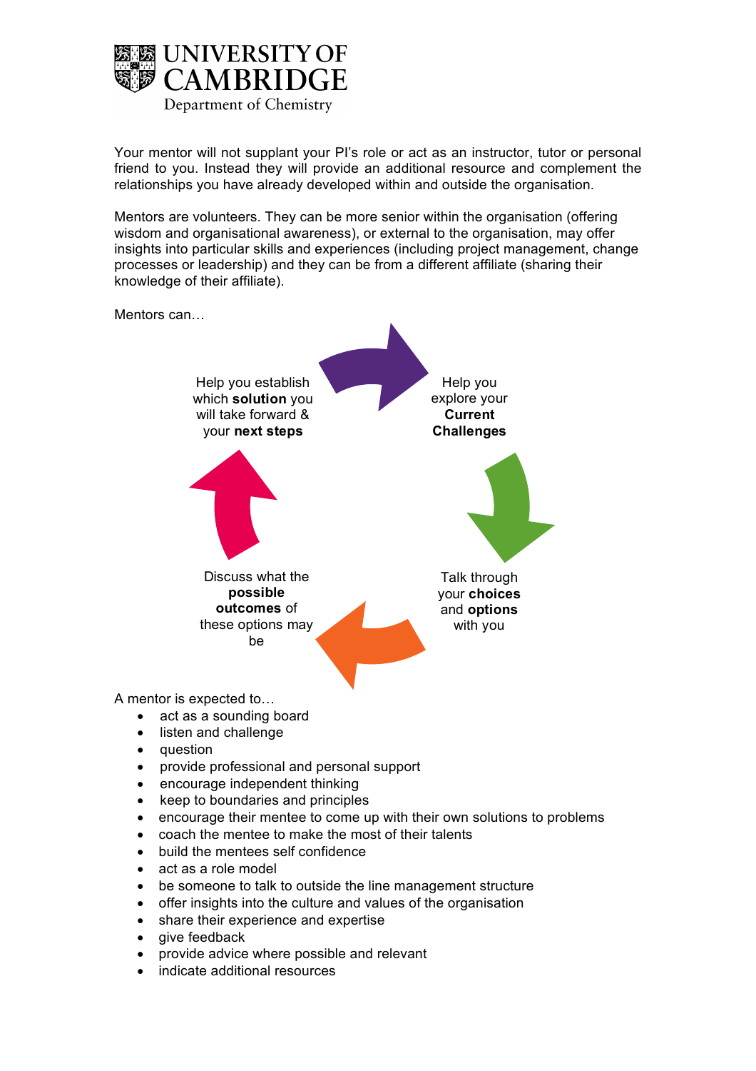# UNIVERSITY OF CAMBRIDGE
Department of Chemistry

Your mentor will not supplant your PI's role or act as an instructor, tutor or personal friend to you. Instead they will provide an additional resource and complement the relationships you have already developed within and outside the organisation.

Mentors are volunteers. They can be more senior within the organisation (offering wisdom and organisational awareness), or external to the organisation, may offer insights into particular skills and experiences (including project management, change processes or leadership) and they can be from a different affiliate (sharing their knowledge of their affiliate).

Mentors can…

- Help you explore your **Current Challenges**
- Talk through your **choices** and **options** with you
- Discuss what the **possible outcomes** of these options may be
- Help you establish which **solution** you will take forward & your **next steps**

A mentor is expected to…

- act as a sounding board
- listen and challenge
- question
- provide professional and personal support
- encourage independent thinking
- keep to boundaries and principles
- encourage their mentee to come up with their own solutions to problems
- coach the mentee to make the most of their talents
- build the mentees self confidence
- act as a role model
- be someone to talk to outside the line management structure
- offer insights into the culture and values of the organisation
- share their experience and expertise
- give feedback
- provide advice where possible and relevant
- indicate additional resources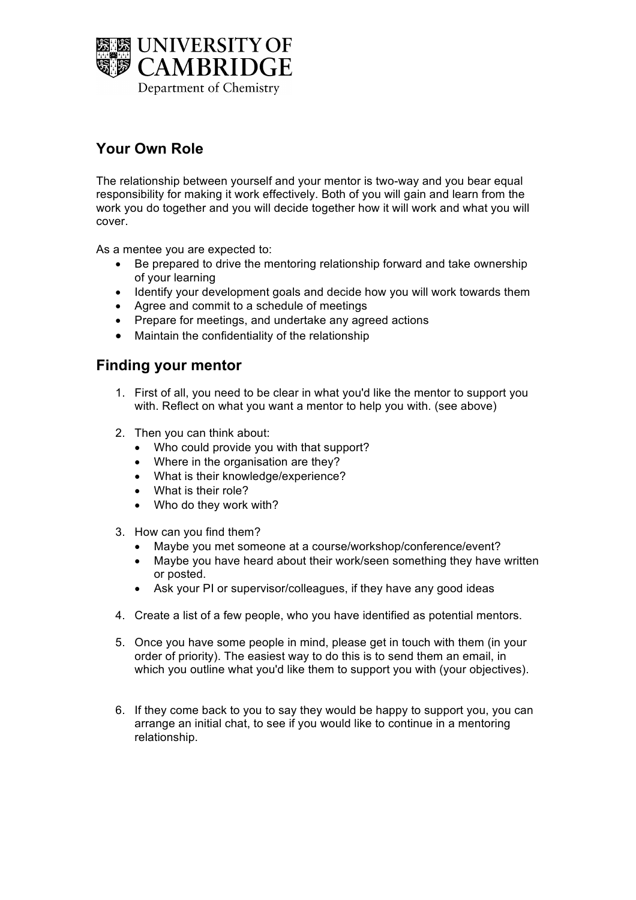## Your Own Role

The relationship between yourself and your mentor is two-way and you bear equal responsibility for making it work effectively. Both of you will gain and learn from the work you do together and you will decide together how it will work and what you will cover.

As a mentee you are expected to:

- Be prepared to drive the mentoring relationship forward and take ownership of your learning
- Identify your development goals and decide how you will work towards them
- Agree and commit to a schedule of meetings
- Prepare for meetings, and undertake any agreed actions
- Maintain the confidentiality of the relationship

## Finding your mentor

1. First of all, you need to be clear in what you'd like the mentor to support you with. Reflect on what you want a mentor to help you with. (see above)

2. Then you can think about:
   - Who could provide you with that support?
   - Where in the organisation are they?
   - What is their knowledge/experience?
   - What is their role?
   - Who do they work with?

3. How can you find them?
   - Maybe you met someone at a course/workshop/conference/event?
   - Maybe you have heard about their work/seen something they have written or posted.
   - Ask your PI or supervisor/colleagues, if they have any good ideas

4. Create a list of a few people, who you have identified as potential mentors.

5. Once you have some people in mind, please get in touch with them (in your order of priority). The easiest way to do this is to send them an email, in which you outline what you'd like them to support you with (your objectives).

6. If they come back to you to say they would be happy to support you, you can arrange an initial chat, to see if you would like to continue in a mentoring relationship.